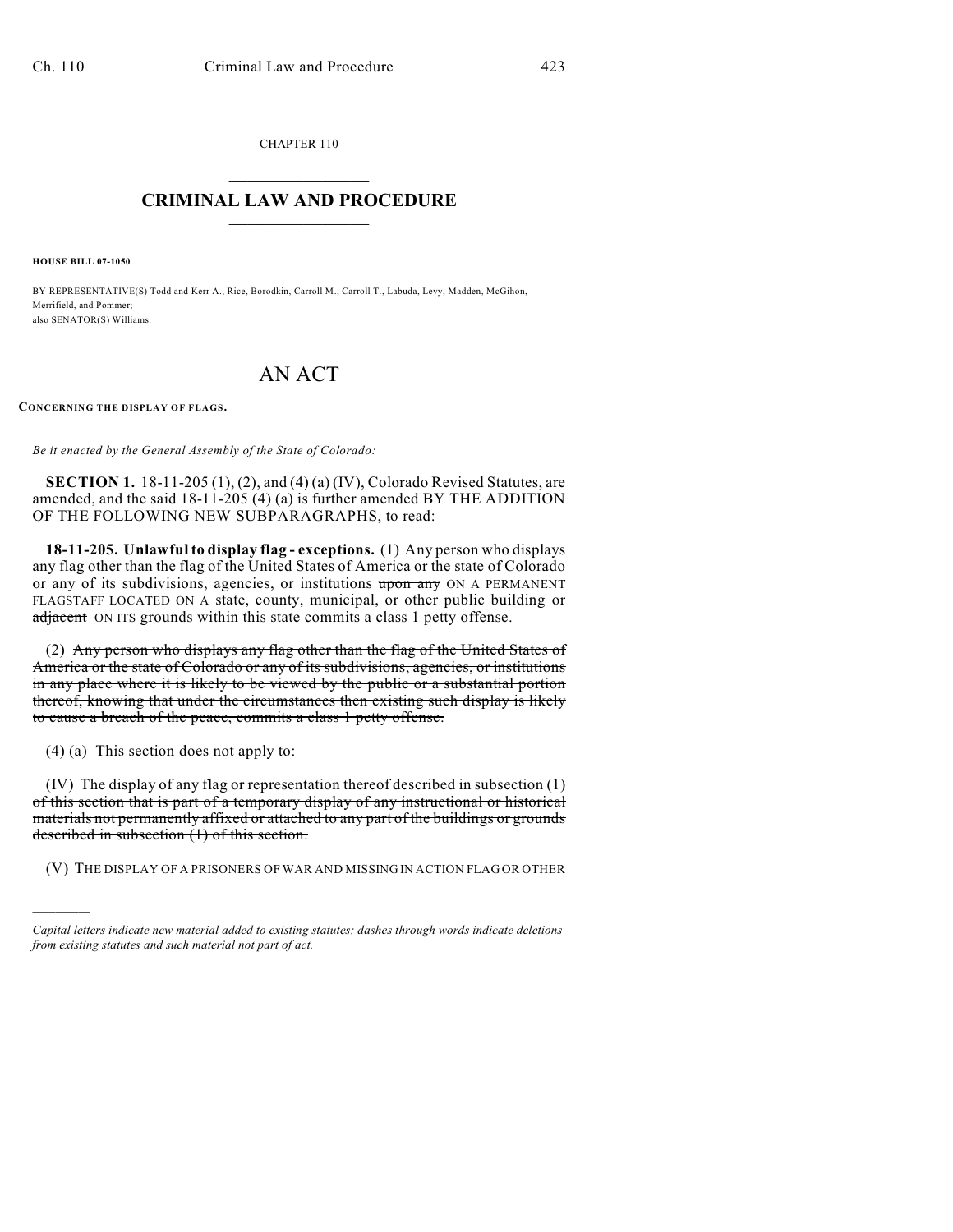CHAPTER 110

# CRIMINAL LAW AND PROCEDURE

**HOUSE BILL 07-1050**

BY REPRESENTATIVE(S) Todd and Kerr A., Rice, Borodkin, Carroll M., Carroll T., Labuda, Levy, Madden, McGihon, Merrifield, and Pommer;
also SENATOR(S) Williams.

# AN ACT

**CONCERNING THE DISPLAY OF FLAGS.**

*Be it enacted by the General Assembly of the State of Colorado:*

**SECTION 1.** 18-11-205 (1), (2), and (4) (a) (IV), Colorado Revised Statutes, are amended, and the said 18-11-205 (4) (a) is further amended BY THE ADDITION OF THE FOLLOWING NEW SUBPARAGRAPHS, to read:

**18-11-205. Unlawful to display flag - exceptions.** (1) Any person who displays any flag other than the flag of the United States of America or the state of Colorado or any of its subdivisions, agencies, or institutions ~~upon any~~ ON A PERMANENT FLAGSTAFF LOCATED ON A state, county, municipal, or other public building or ~~adjacent~~ ON ITS grounds within this state commits a class 1 petty offense.

(2) ~~Any person who displays any flag other than the flag of the United States of America or the state of Colorado or any of its subdivisions, agencies, or institutions in any place where it is likely to be viewed by the public or a substantial portion thereof, knowing that under the circumstances then existing such display is likely to cause a breach of the peace, commits a class 1 petty offense.~~

(4) (a) This section does not apply to:

(IV) ~~The display of any flag or representation thereof described in subsection (1) of this section that is part of a temporary display of any instructional or historical materials not permanently affixed or attached to any part of the buildings or grounds described in subsection (1) of this section.~~

(V) THE DISPLAY OF A PRISONERS OF WAR AND MISSING IN ACTION FLAG OR OTHER

*Capital letters indicate new material added to existing statutes; dashes through words indicate deletions from existing statutes and such material not part of act.*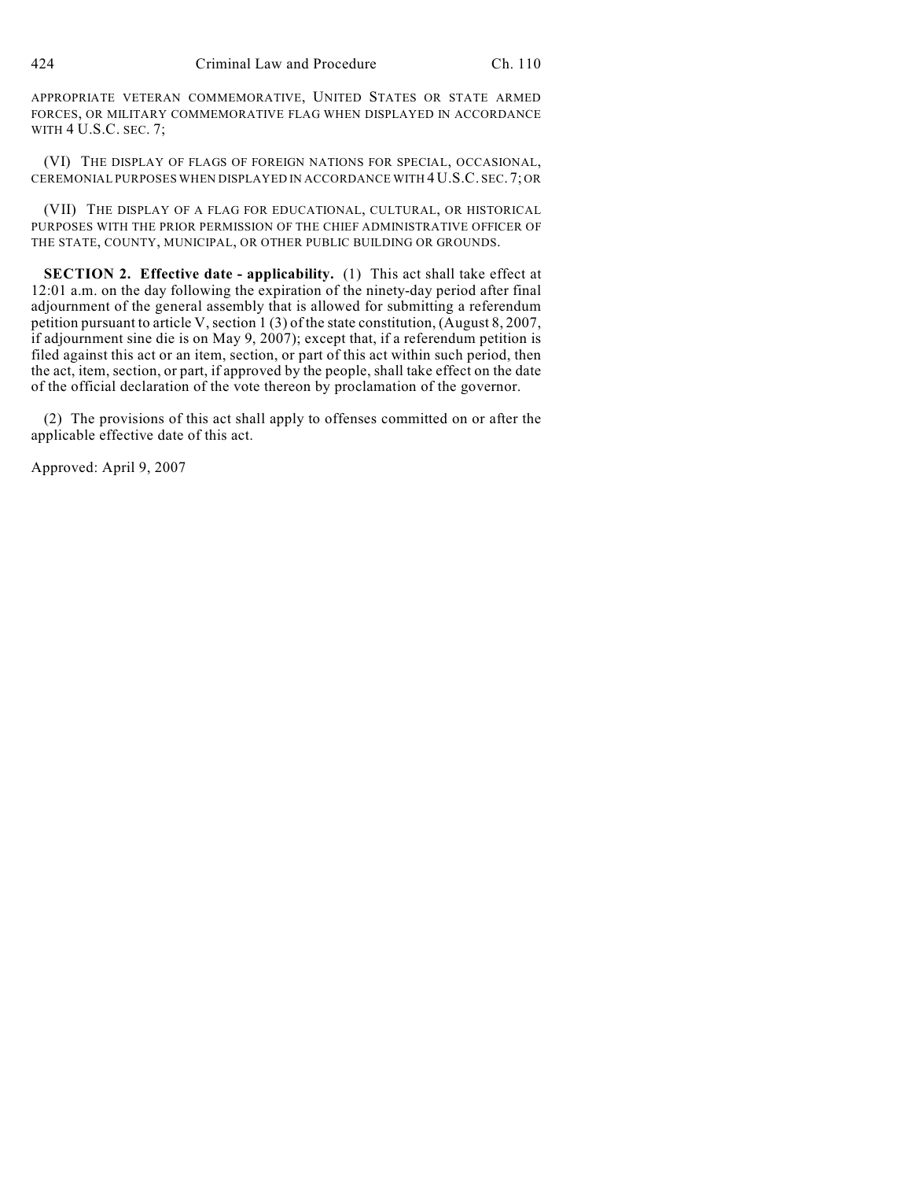APPROPRIATE VETERAN COMMEMORATIVE, UNITED STATES OR STATE ARMED FORCES, OR MILITARY COMMEMORATIVE FLAG WHEN DISPLAYED IN ACCORDANCE WITH 4 U.S.C. SEC. 7;

(VI) THE DISPLAY OF FLAGS OF FOREIGN NATIONS FOR SPECIAL, OCCASIONAL, CEREMONIAL PURPOSES WHEN DISPLAYED IN ACCORDANCE WITH 4 U.S.C. SEC. 7; OR

(VII) THE DISPLAY OF A FLAG FOR EDUCATIONAL, CULTURAL, OR HISTORICAL PURPOSES WITH THE PRIOR PERMISSION OF THE CHIEF ADMINISTRATIVE OFFICER OF THE STATE, COUNTY, MUNICIPAL, OR OTHER PUBLIC BUILDING OR GROUNDS.

**SECTION 2. Effective date - applicability.** (1) This act shall take effect at 12:01 a.m. on the day following the expiration of the ninety-day period after final adjournment of the general assembly that is allowed for submitting a referendum petition pursuant to article V, section 1 (3) of the state constitution, (August 8, 2007, if adjournment sine die is on May 9, 2007); except that, if a referendum petition is filed against this act or an item, section, or part of this act within such period, then the act, item, section, or part, if approved by the people, shall take effect on the date of the official declaration of the vote thereon by proclamation of the governor.

(2) The provisions of this act shall apply to offenses committed on or after the applicable effective date of this act.

Approved: April 9, 2007